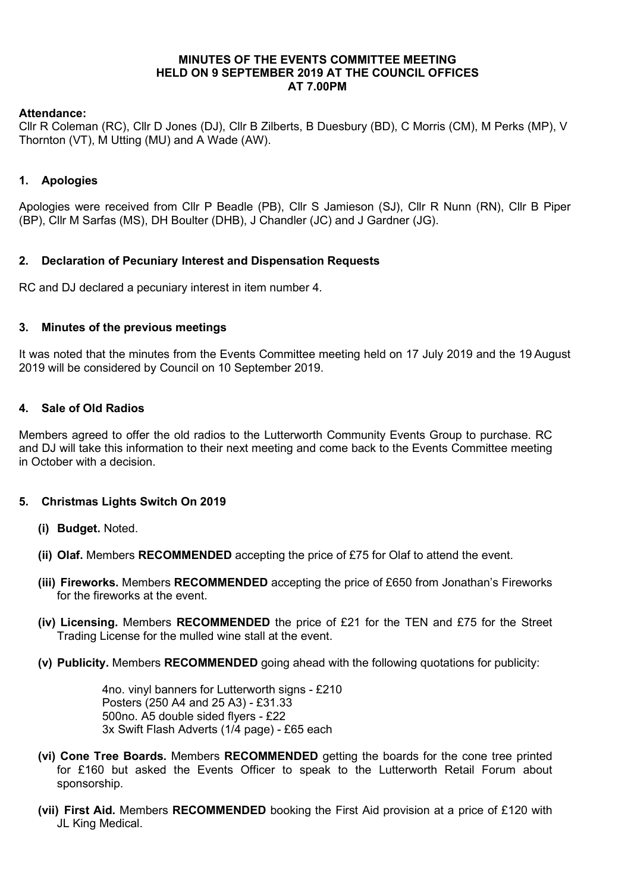**MINUTES OF THE EVENTS COMMITTEE MEETING HELD ON 9 SEPTEMBER 2019 AT THE COUNCIL OFFICES AT 7.00PM**

**Attendance:**
Cllr R Coleman (RC), Cllr D Jones (DJ), Cllr B Zilberts, B Duesbury (BD), C Morris (CM), M Perks (MP), V Thornton (VT), M Utting (MU) and A Wade (AW).

## 1. Apologies

Apologies were received from Cllr P Beadle (PB), Cllr S Jamieson (SJ), Cllr R Nunn (RN), Cllr B Piper (BP), Cllr M Sarfas (MS), DH Boulter (DHB), J Chandler (JC) and J Gardner (JG).

## 2. Declaration of Pecuniary Interest and Dispensation Requests

RC and DJ declared a pecuniary interest in item number 4.

## 3. Minutes of the previous meetings

It was noted that the minutes from the Events Committee meeting held on 17 July 2019 and the 19 August 2019 will be considered by Council on 10 September 2019.

## 4. Sale of Old Radios

Members agreed to offer the old radios to the Lutterworth Community Events Group to purchase. RC and DJ will take this information to their next meeting and come back to the Events Committee meeting in October with a decision.

## 5. Christmas Lights Switch On 2019

- **(i) Budget.** Noted.
- **(ii) Olaf.** Members **RECOMMENDED** accepting the price of £75 for Olaf to attend the event.
- **(iii) Fireworks.** Members **RECOMMENDED** accepting the price of £650 from Jonathan's Fireworks for the fireworks at the event.
- **(iv) Licensing.** Members **RECOMMENDED** the price of £21 for the TEN and £75 for the Street Trading License for the mulled wine stall at the event.
- **(v) Publicity.** Members **RECOMMENDED** going ahead with the following quotations for publicity:

  4no. vinyl banners for Lutterworth signs - £210
  Posters (250 A4 and 25 A3) - £31.33
  500no. A5 double sided flyers - £22
  3x Swift Flash Adverts (1/4 page) - £65 each

- **(vi) Cone Tree Boards.** Members **RECOMMENDED** getting the boards for the cone tree printed for £160 but asked the Events Officer to speak to the Lutterworth Retail Forum about sponsorship.
- **(vii) First Aid.** Members **RECOMMENDED** booking the First Aid provision at a price of £120 with JL King Medical.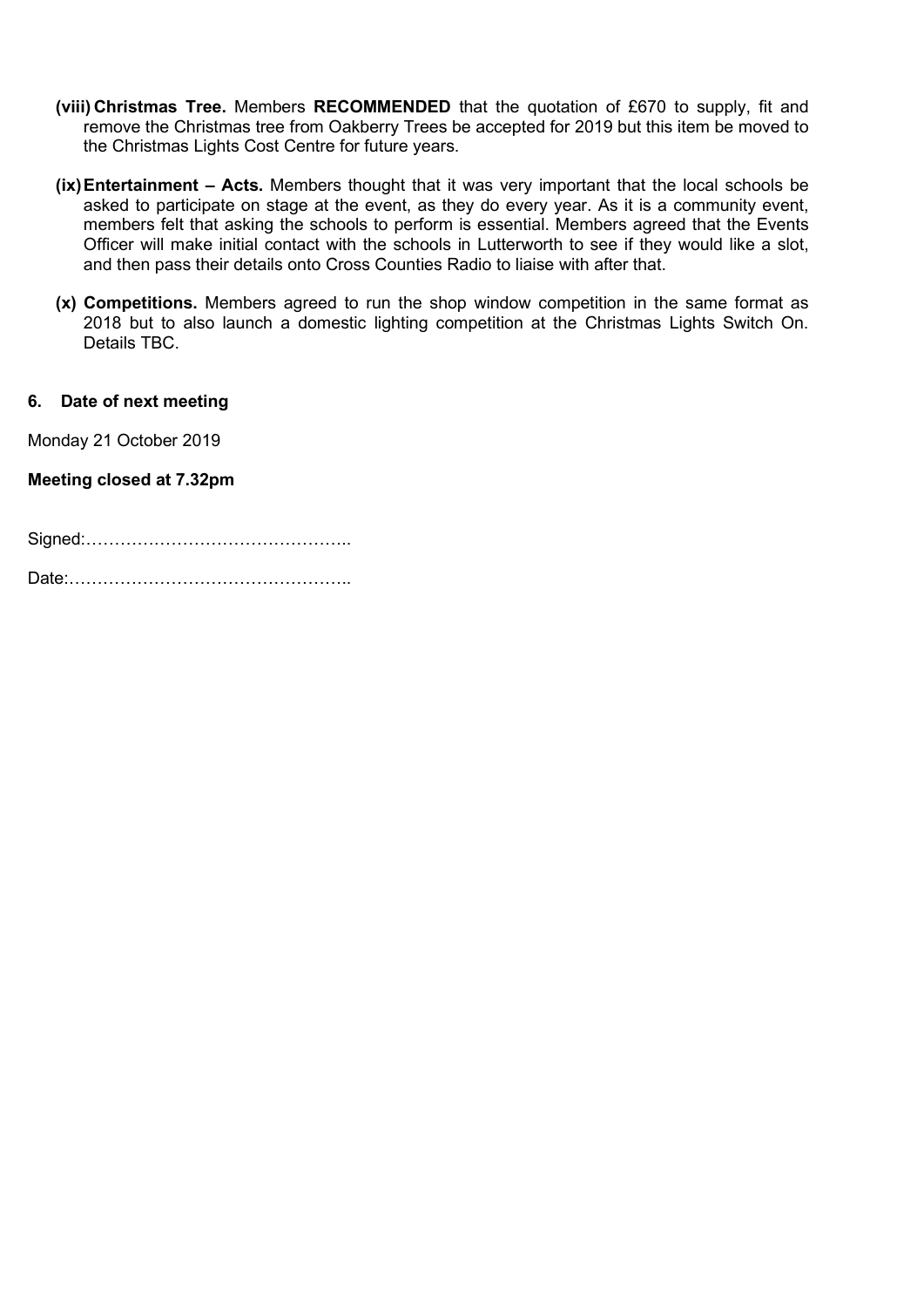- **(viii) Christmas Tree.** Members **RECOMMENDED** that the quotation of £670 to supply, fit and remove the Christmas tree from Oakberry Trees be accepted for 2019 but this item be moved to the Christmas Lights Cost Centre for future years.

- **(ix) Entertainment – Acts.** Members thought that it was very important that the local schools be asked to participate on stage at the event, as they do every year. As it is a community event, members felt that asking the schools to perform is essential. Members agreed that the Events Officer will make initial contact with the schools in Lutterworth to see if they would like a slot, and then pass their details onto Cross Counties Radio to liaise with after that.

- **(x) Competitions.** Members agreed to run the shop window competition in the same format as 2018 but to also launch a domestic lighting competition at the Christmas Lights Switch On. Details TBC.

**6. Date of next meeting**

Monday 21 October 2019

**Meeting closed at 7.32pm**

Signed:………………………………………..

Date:…………………………………………..